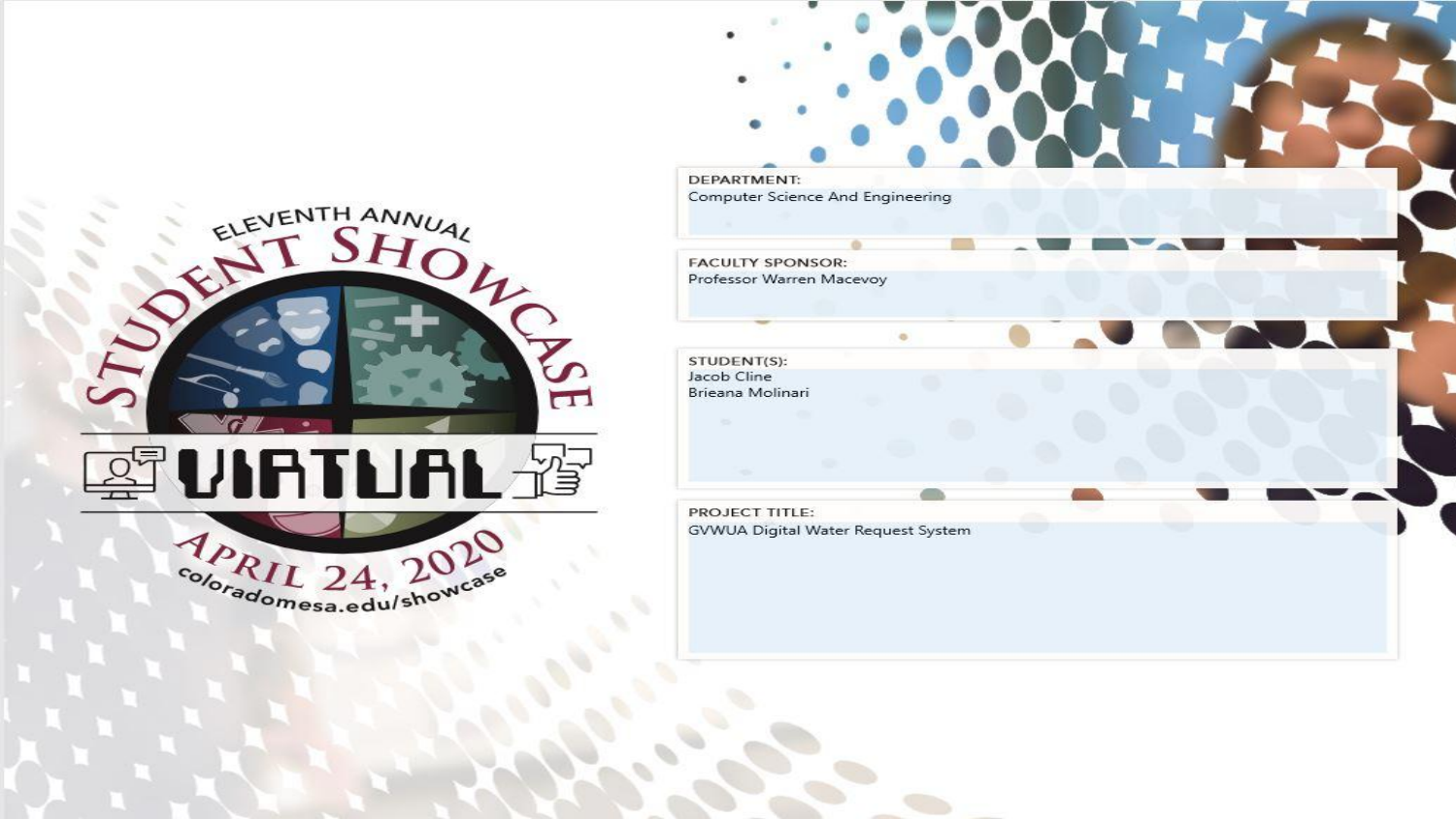ELEVENTH ANNUAL

# STUDENT SHOWCASE

VIRTUAL

APRIL 24, 2020

coloradomesa.edu/showcase

**DEPARTMENT:**
Computer Science And Engineering

**FACULTY SPONSOR:**
Professor Warren Macevoy

**STUDENT(S):**
Jacob Cline
Brieana Molinari

**PROJECT TITLE:**
GVWUA Digital Water Request System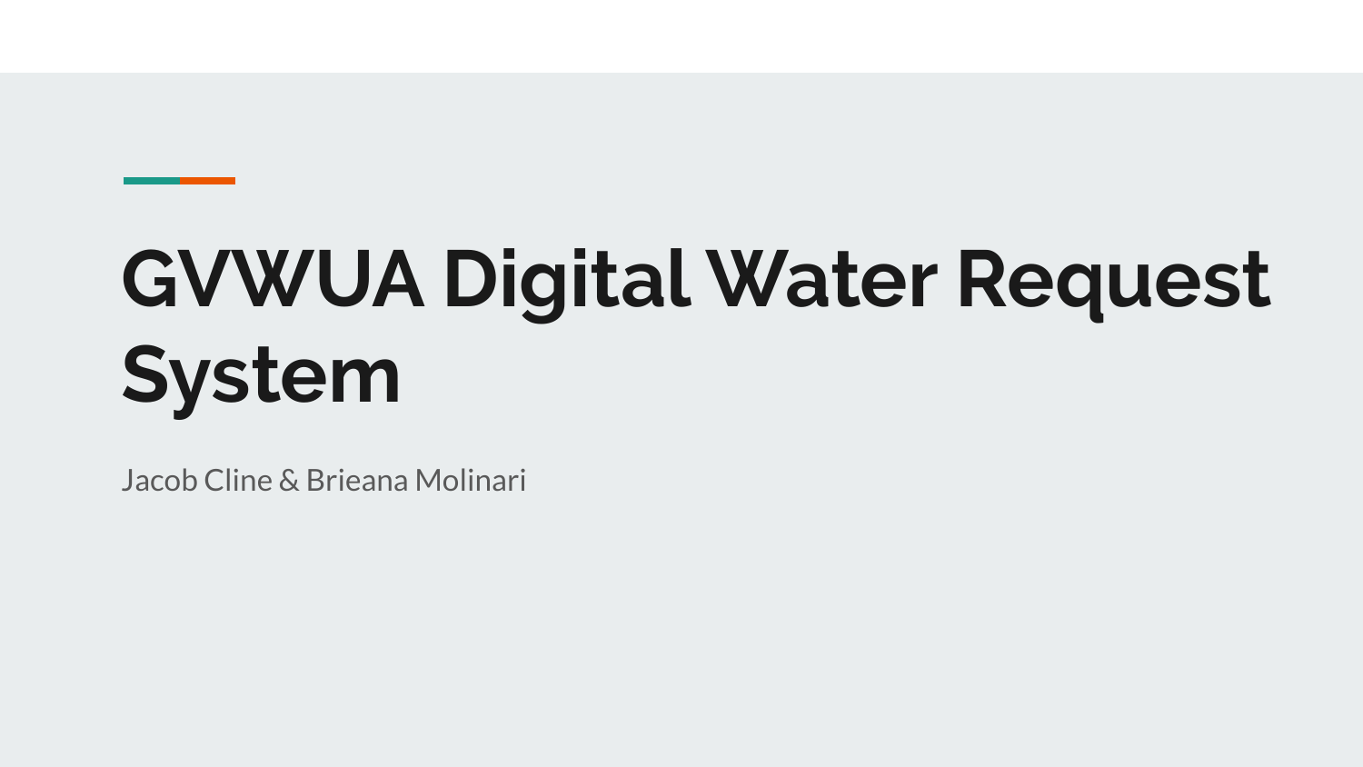# GVWUA Digital Water Request System

Jacob Cline & Brieana Molinari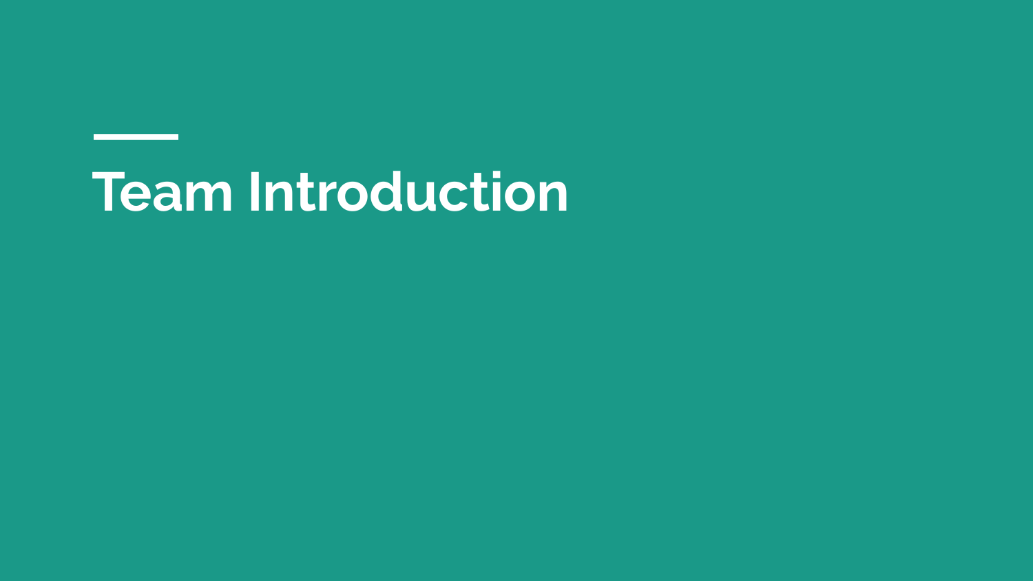# Team Introduction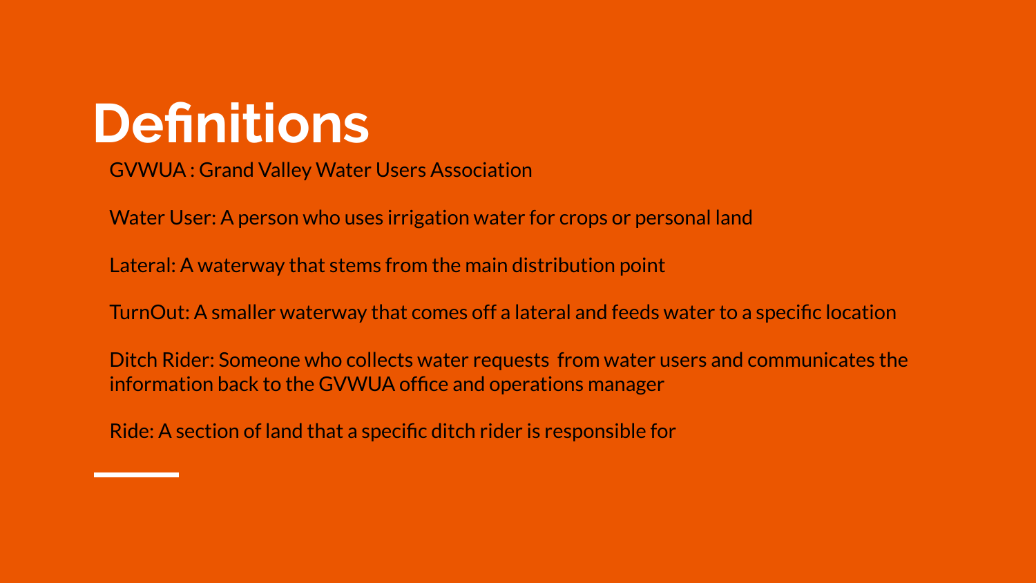# Definitions

GVWUA : Grand Valley Water Users Association

Water User: A person who uses irrigation water for crops or personal land

Lateral: A waterway that stems from the main distribution point

TurnOut: A smaller waterway that comes off a lateral and feeds water to a specific location

Ditch Rider: Someone who collects water requests from water users and communicates the information back to the GVWUA office and operations manager

Ride: A section of land that a specific ditch rider is responsible for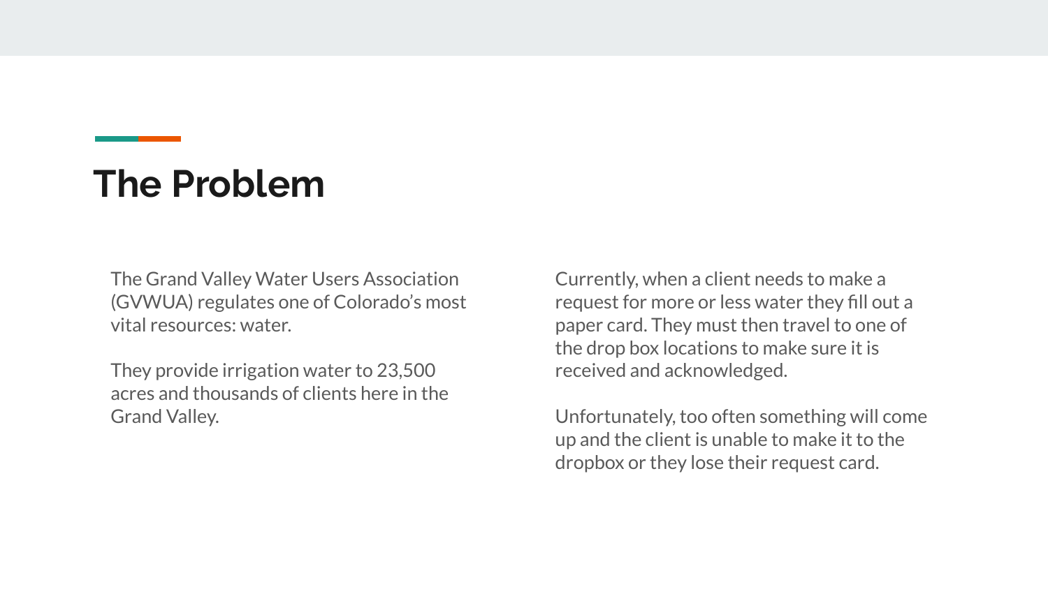# The Problem

The Grand Valley Water Users Association (GVWUA) regulates one of Colorado's most vital resources: water.

They provide irrigation water to 23,500 acres and thousands of clients here in the Grand Valley.

Currently, when a client needs to make a request for more or less water they fill out a paper card. They must then travel to one of the drop box locations to make sure it is received and acknowledged.

Unfortunately, too often something will come up and the client is unable to make it to the dropbox or they lose their request card.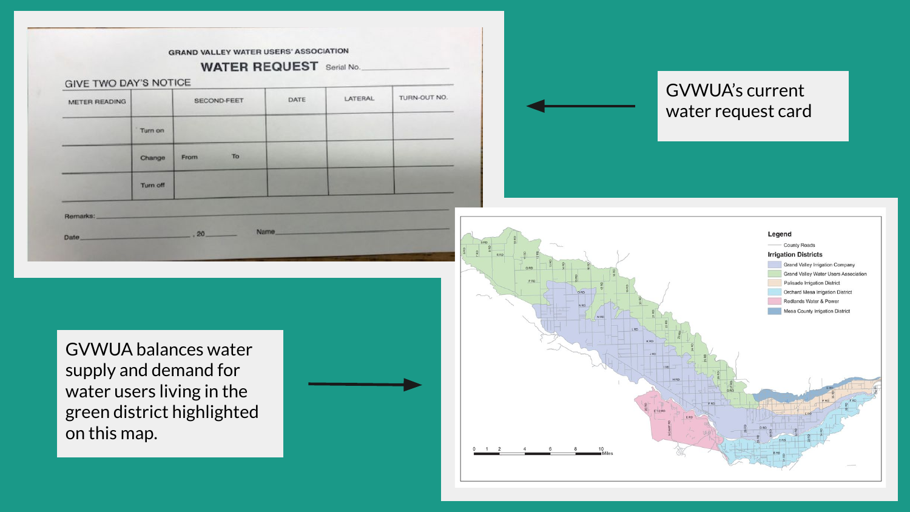GVWUA's current water request card

GVWUA balances water supply and demand for water users living in the green district highlighted on this map.

GRAND VALLEY WATER USERS' ASSOCIATION

WATER REQUEST Serial No. ____

GIVE TWO DAY'S NOTICE

| METER READING | | SECOND-FEET | DATE | LATERAL | TURN-OUT NO. |
| --- | --- | --- | --- | --- | --- |
| | Turn on | | | | |
| | Change | From To | | | |
| | Turn off | | | | |

Remarks: ____

Date ____, 20 ____ Name ____

Legend

County Roads

Irrigation Districts

- Grand Valley Irrigation Company
- Grand Valley Water Users Association
- Palisade Irrigation District
- Orchard Mesa Irrigation District
- Redlands Water & Power
- Mesa County Irrigation District

0 1 2 4 6 8 10 Miles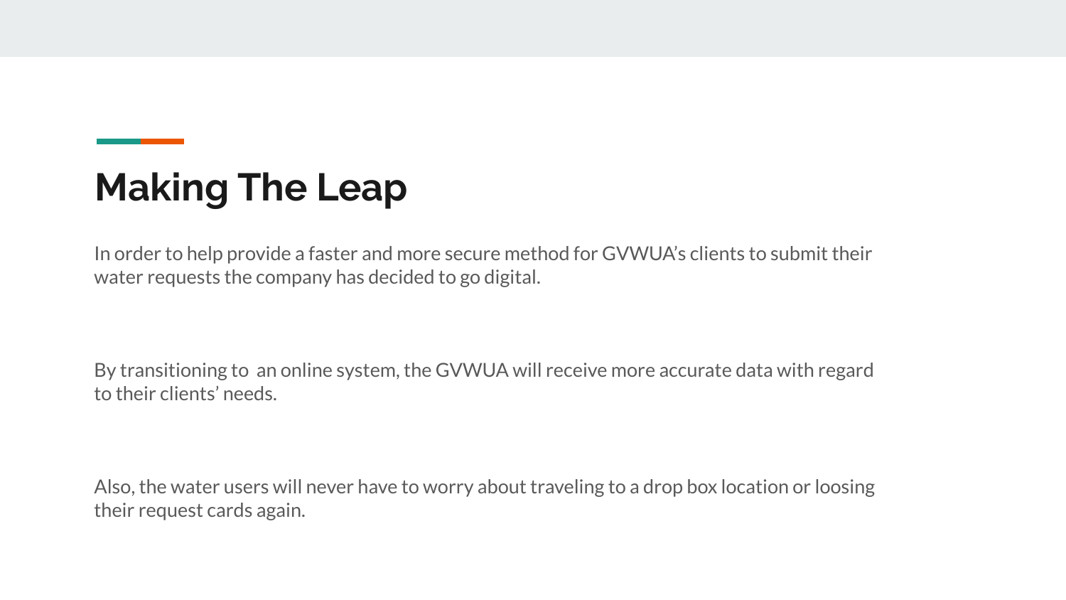# Making The Leap

In order to help provide a faster and more secure method for GVWUA's clients to submit their water requests the company has decided to go digital.

By transitioning to  an online system, the GVWUA will receive more accurate data with regard to their clients' needs.

Also, the water users will never have to worry about traveling to a drop box location or loosing their request cards again.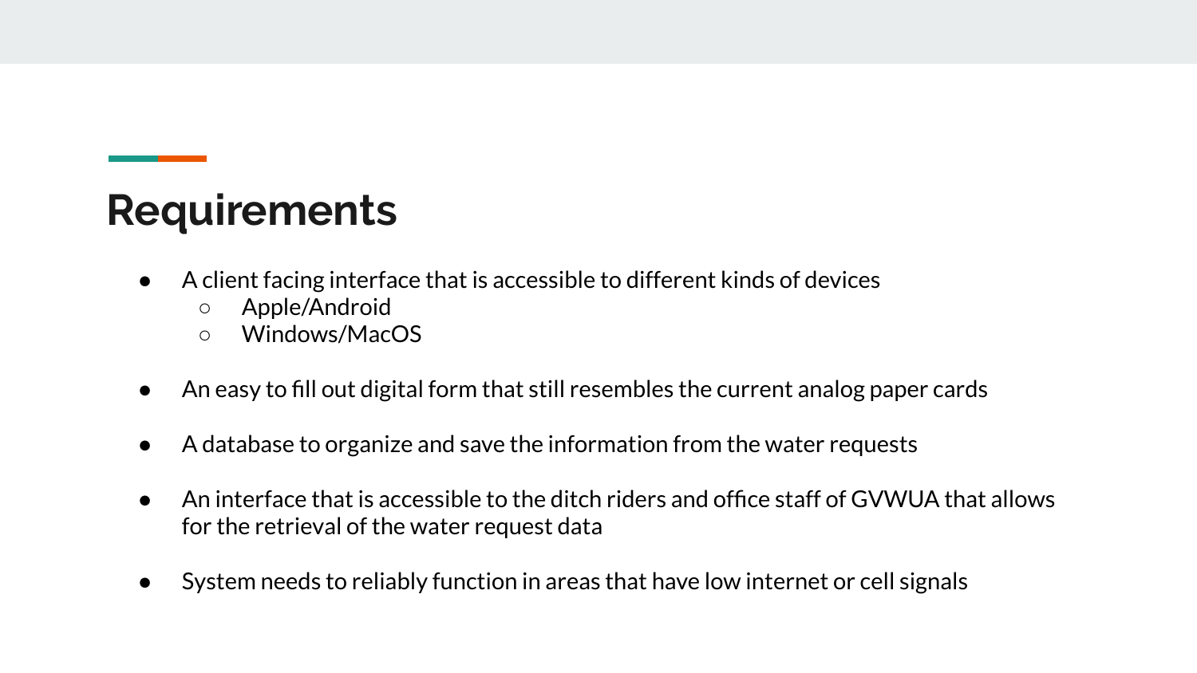# Requirements

- A client facing interface that is accessible to different kinds of devices
  - Apple/Android
  - Windows/MacOS
- An easy to fill out digital form that still resembles the current analog paper cards
- A database to organize and save the information from the water requests
- An interface that is accessible to the ditch riders and office staff of GVWUA that allows for the retrieval of the water request data
- System needs to reliably function in areas that have low internet or cell signals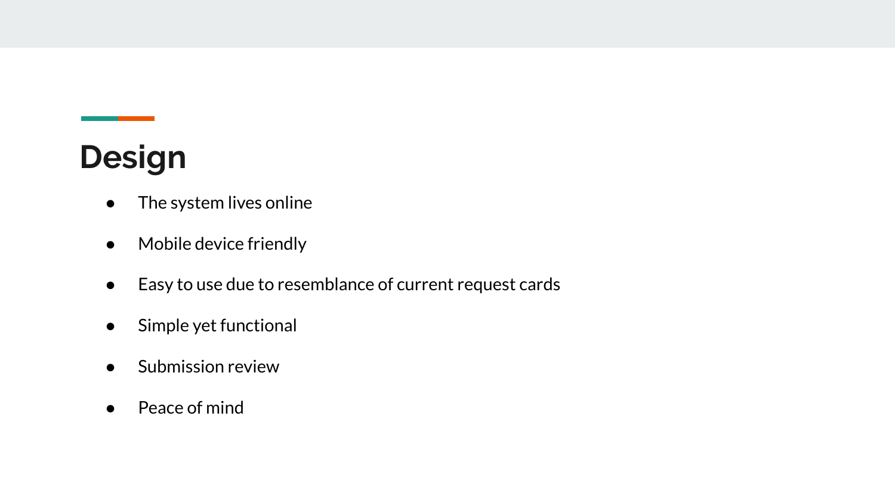# Design

- The system lives online
- Mobile device friendly
- Easy to use due to resemblance of current request cards
- Simple yet functional
- Submission review
- Peace of mind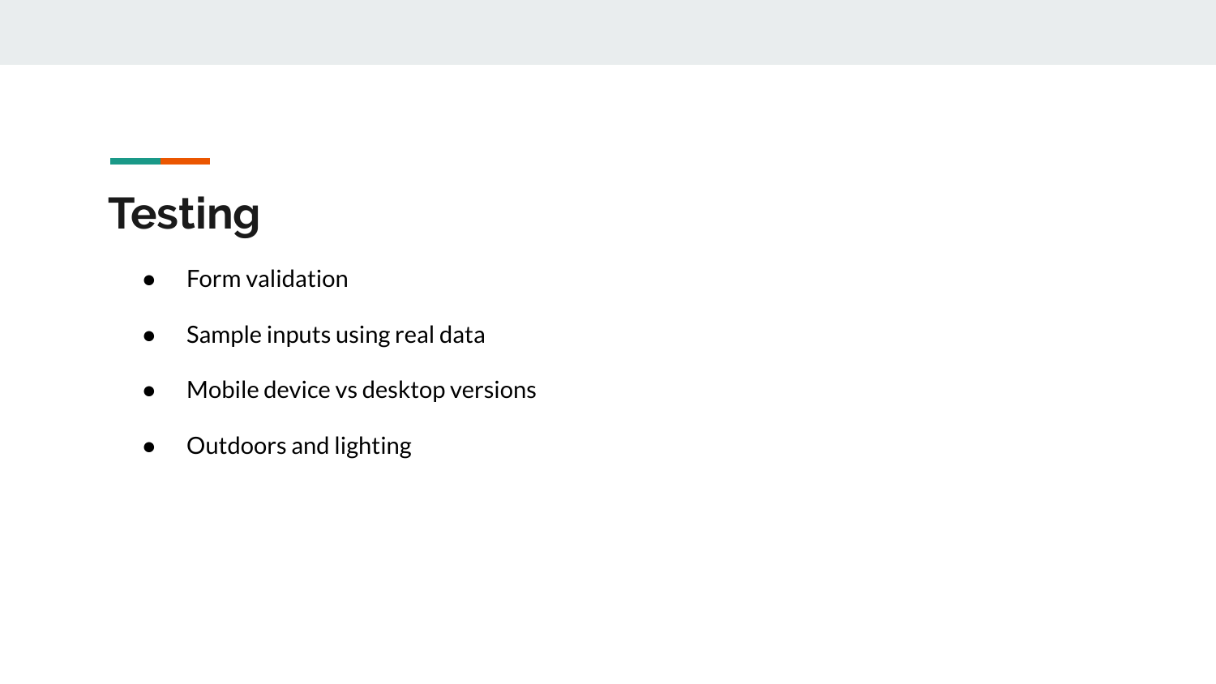# Testing

- Form validation
- Sample inputs using real data
- Mobile device vs desktop versions
- Outdoors and lighting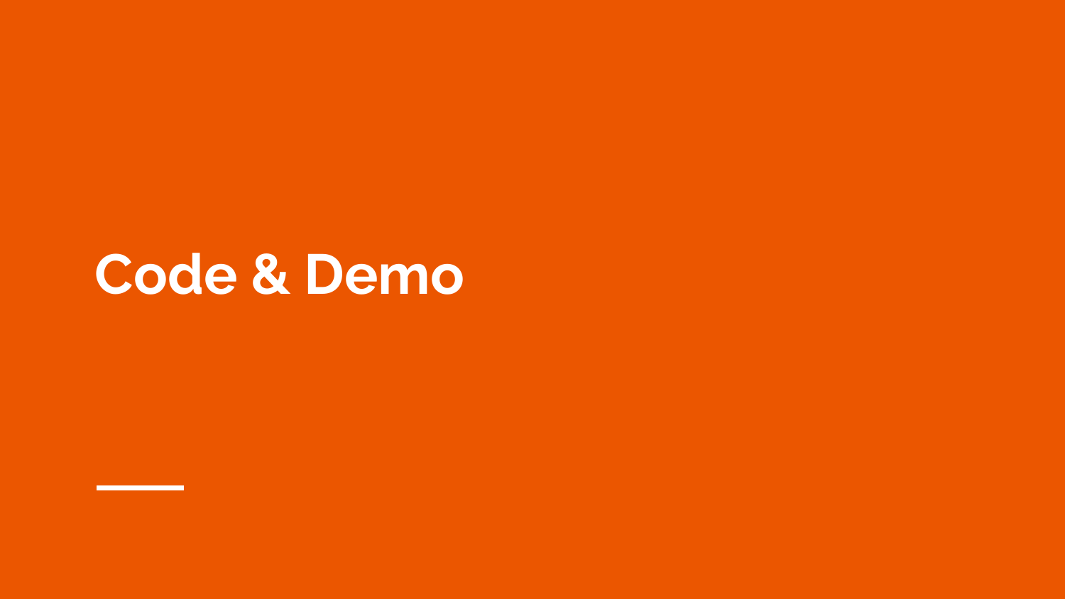# Code & Demo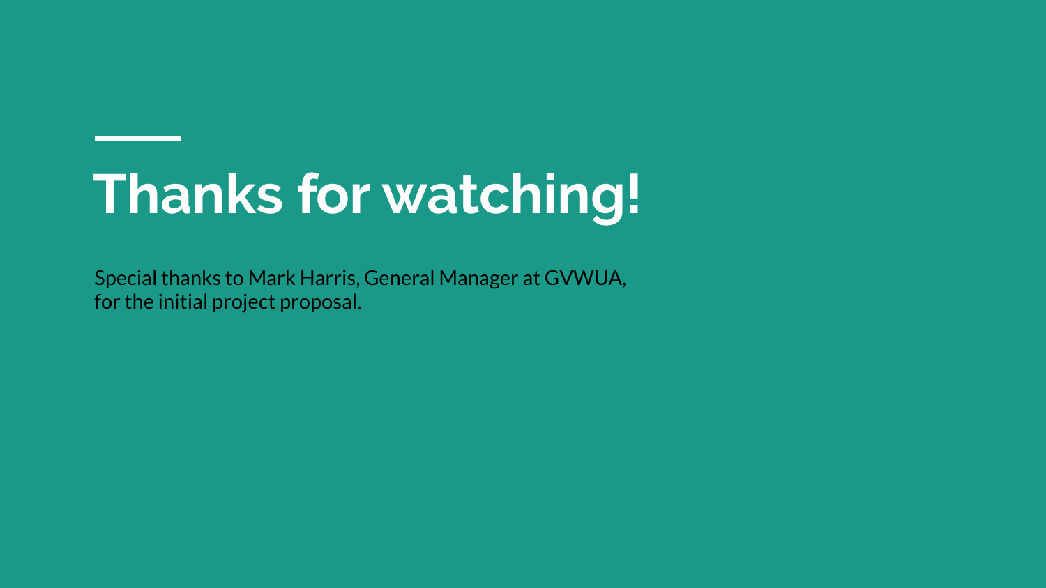# Thanks for watching!

Special thanks to Mark Harris, General Manager at GVWUA, for the initial project proposal.